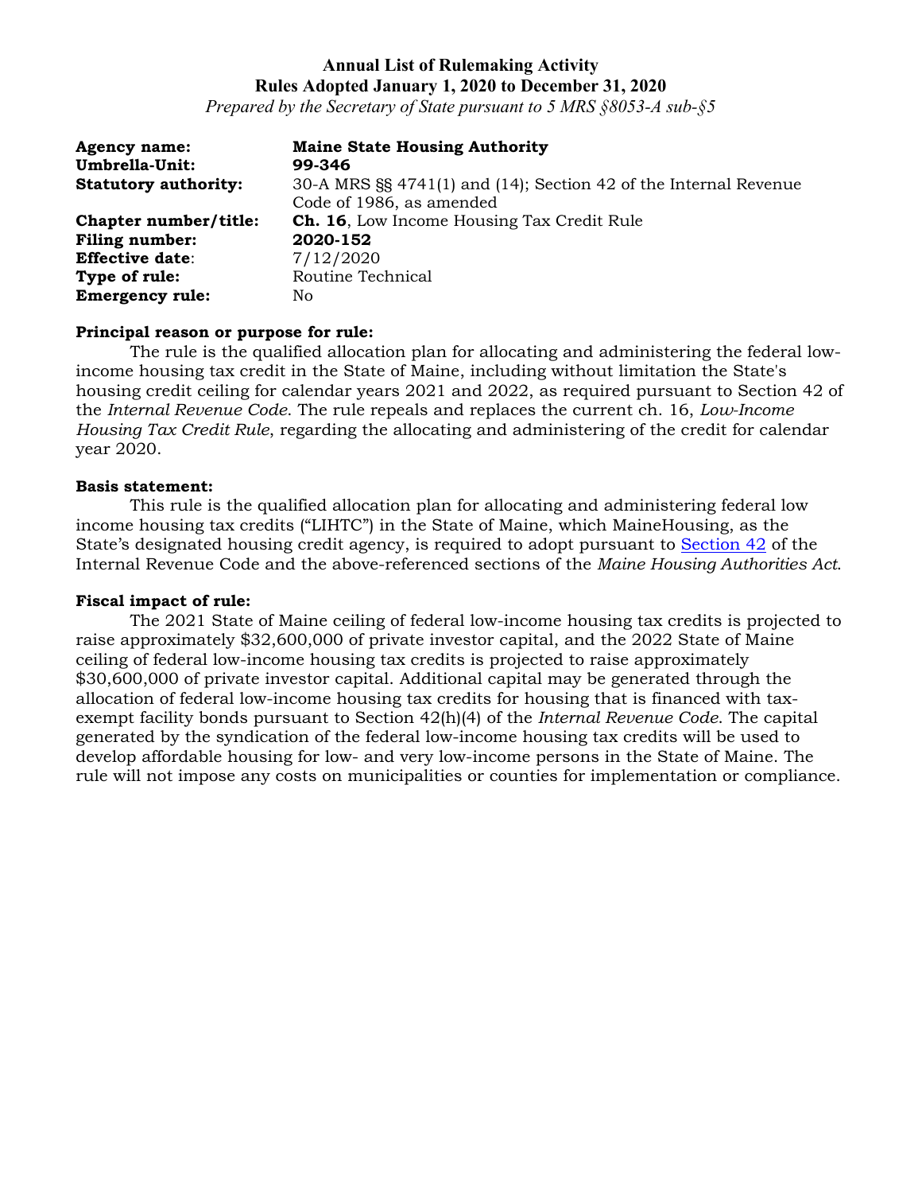**Annual List of Rulemaking Activity**
**Rules Adopted January 1, 2020 to December 31, 2020**
*Prepared by the Secretary of State pursuant to 5 MRS §8053-A sub-§5*

| | |
|---|---|
| **Agency name:** | **Maine State Housing Authority** |
| **Umbrella-Unit:** | **99-346** |
| **Statutory authority:** | 30-A MRS §§ 4741(1) and (14); Section 42 of the Internal Revenue Code of 1986, as amended |
| **Chapter number/title:** | **Ch. 16**, Low Income Housing Tax Credit Rule |
| **Filing number:** | **2020-152** |
| **Effective date**: | 7/12/2020 |
| **Type of rule:** | Routine Technical |
| **Emergency rule:** | No |

**Principal reason or purpose for rule:**

The rule is the qualified allocation plan for allocating and administering the federal low-income housing tax credit in the State of Maine, including without limitation the State's housing credit ceiling for calendar years 2021 and 2022, as required pursuant to Section 42 of the *Internal Revenue Code*. The rule repeals and replaces the current ch. 16, *Low-Income Housing Tax Credit Rule*, regarding the allocating and administering of the credit for calendar year 2020.

**Basis statement:**

This rule is the qualified allocation plan for allocating and administering federal low income housing tax credits ("LIHTC") in the State of Maine, which MaineHousing, as the State's designated housing credit agency, is required to adopt pursuant to Section 42 of the Internal Revenue Code and the above-referenced sections of the *Maine Housing Authorities Act*.

**Fiscal impact of rule:**

The 2021 State of Maine ceiling of federal low-income housing tax credits is projected to raise approximately $32,600,000 of private investor capital, and the 2022 State of Maine ceiling of federal low-income housing tax credits is projected to raise approximately $30,600,000 of private investor capital. Additional capital may be generated through the allocation of federal low-income housing tax credits for housing that is financed with tax-exempt facility bonds pursuant to Section 42(h)(4) of the *Internal Revenue Code*. The capital generated by the syndication of the federal low-income housing tax credits will be used to develop affordable housing for low- and very low-income persons in the State of Maine. The rule will not impose any costs on municipalities or counties for implementation or compliance.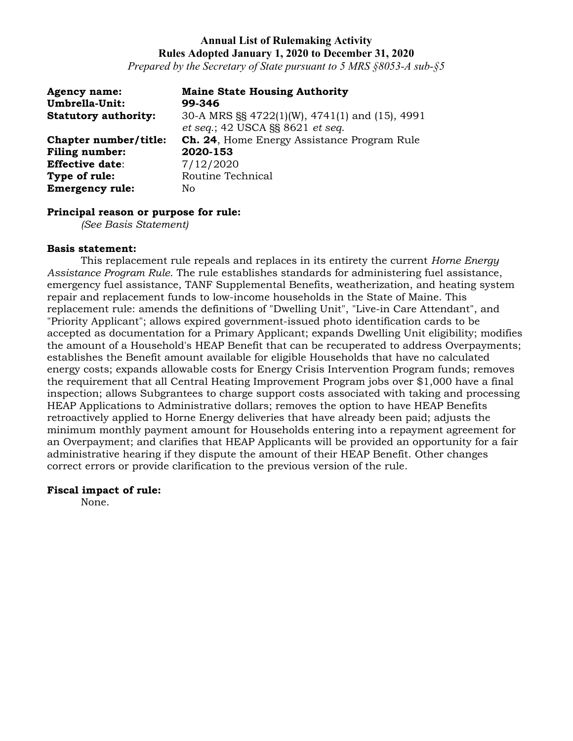**Annual List of Rulemaking Activity**
**Rules Adopted January 1, 2020 to December 31, 2020**
*Prepared by the Secretary of State pursuant to 5 MRS §8053-A sub-§5*

**Agency name:** **Maine State Housing Authority**
**Umbrella-Unit:** **99-346**
**Statutory authority:** 30-A MRS §§ 4722(1)(W), 4741(1) and (15), 4991 *et seq.*; 42 USCA §§ 8621 *et seq.*
**Chapter number/title:** **Ch. 24**, Home Energy Assistance Program Rule
**Filing number:** **2020-153**
**Effective date**: 7/12/2020
**Type of rule:** Routine Technical
**Emergency rule:** No

**Principal reason or purpose for rule:**
*(See Basis Statement)*

**Basis statement:**
This replacement rule repeals and replaces in its entirety the current *Horne Energy Assistance Program Rule.* The rule establishes standards for administering fuel assistance, emergency fuel assistance, TANF Supplemental Benefits, weatherization, and heating system repair and replacement funds to low-income households in the State of Maine. This replacement rule: amends the definitions of "Dwelling Unit", "Live-in Care Attendant", and "Priority Applicant"; allows expired government-issued photo identification cards to be accepted as documentation for a Primary Applicant; expands Dwelling Unit eligibility; modifies the amount of a Household's HEAP Benefit that can be recuperated to address Overpayments; establishes the Benefit amount available for eligible Households that have no calculated energy costs; expands allowable costs for Energy Crisis Intervention Program funds; removes the requirement that all Central Heating Improvement Program jobs over $1,000 have a final inspection; allows Subgrantees to charge support costs associated with taking and processing HEAP Applications to Administrative dollars; removes the option to have HEAP Benefits retroactively applied to Horne Energy deliveries that have already been paid; adjusts the minimum monthly payment amount for Households entering into a repayment agreement for an Overpayment; and clarifies that HEAP Applicants will be provided an opportunity for a fair administrative hearing if they dispute the amount of their HEAP Benefit. Other changes correct errors or provide clarification to the previous version of the rule.

**Fiscal impact of rule:**
None.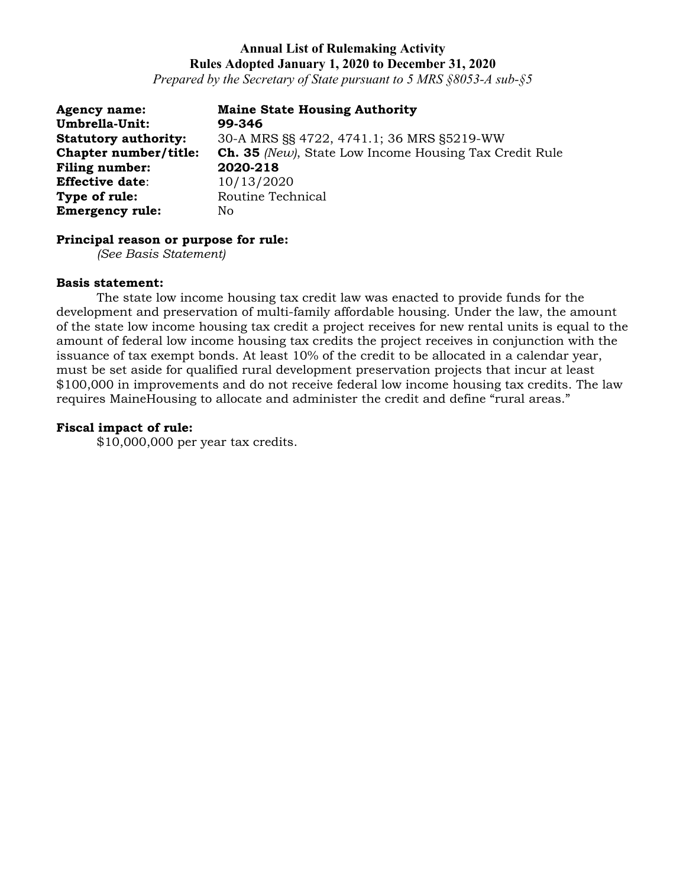**Annual List of Rulemaking Activity**
**Rules Adopted January 1, 2020 to December 31, 2020**
*Prepared by the Secretary of State pursuant to 5 MRS §8053-A sub-§5*

**Agency name:** **Maine State Housing Authority**
**Umbrella-Unit:** **99-346**
**Statutory authority:** 30-A MRS §§ 4722, 4741.1; 36 MRS §5219-WW
**Chapter number/title:** **Ch. 35** *(New)*, State Low Income Housing Tax Credit Rule
**Filing number:** **2020-218**
**Effective date**: 10/13/2020
**Type of rule:** Routine Technical
**Emergency rule:** No

**Principal reason or purpose for rule:**
*(See Basis Statement)*

**Basis statement:**
The state low income housing tax credit law was enacted to provide funds for the development and preservation of multi-family affordable housing. Under the law, the amount of the state low income housing tax credit a project receives for new rental units is equal to the amount of federal low income housing tax credits the project receives in conjunction with the issuance of tax exempt bonds. At least 10% of the credit to be allocated in a calendar year, must be set aside for qualified rural development preservation projects that incur at least $100,000 in improvements and do not receive federal low income housing tax credits. The law requires MaineHousing to allocate and administer the credit and define "rural areas."

**Fiscal impact of rule:**
$10,000,000 per year tax credits.